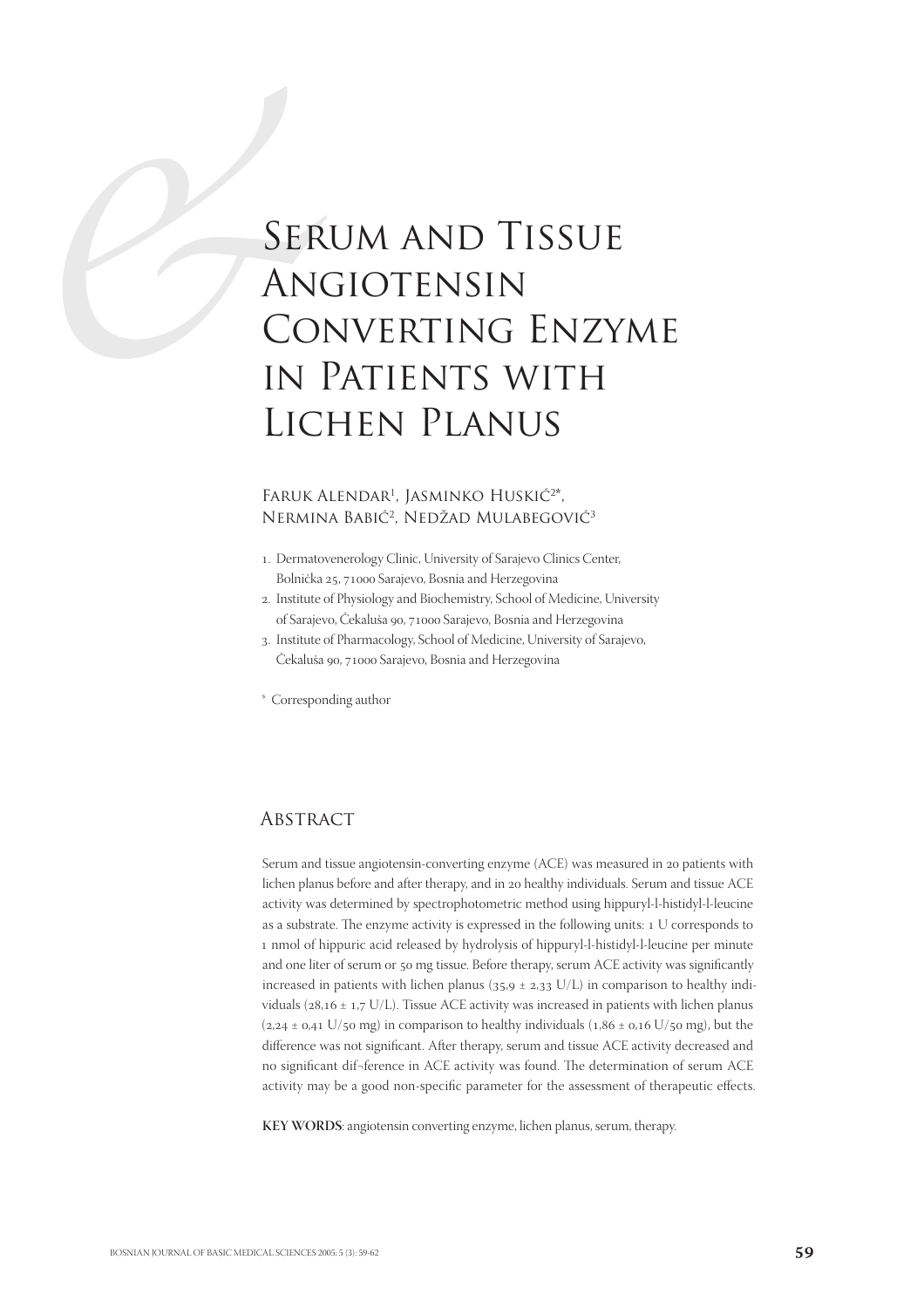# Serum and Tissue Angiotensin Converting Enzyme in Patients with Lichen Planus

Faruk Alendar[1], Jasminko Huskić[2]*, Nermina Babić[2], Nedžad Mulabegović[3]

1. Dermatovenerology Clinic, University of Sarajevo Clinics Center, Bolnička 25, 71000 Sarajevo, Bosnia and Herzegovina
2. Institute of Physiology and Biochemistry, School of Medicine, University of Sarajevo, Čekaluša 90, 71000 Sarajevo, Bosnia and Herzegovina
3. Institute of Pharmacology, School of Medicine, University of Sarajevo, Čekaluša 90, 71000 Sarajevo, Bosnia and Herzegovina

\* Corresponding author

## Abstract

Serum and tissue angiotensin-converting enzyme (ACE) was measured in 20 patients with lichen planus before and after therapy, and in 20 healthy individuals. Serum and tissue ACE activity was determined by spectrophotometric method using hippuryl-l-histidyl-l-leucine as a substrate. The enzyme activity is expressed in the following units: 1 U corresponds to 1 nmol of hippuric acid released by hydrolysis of hippuryl-l-histidyl-l-leucine per minute and one liter of serum or 50 mg tissue. Before therapy, serum ACE activity was significantly increased in patients with lichen planus (35,9 ± 2,33 U/L) in comparison to healthy individuals (28,16 ± 1,7 U/L). Tissue ACE activity was increased in patients with lichen planus (2,24 ± 0,41 U/50 mg) in comparison to healthy individuals (1,86 ± 0,16 U/50 mg), but the difference was not significant. After therapy, serum and tissue ACE activity decreased and no significant dif¬ference in ACE activity was found. The determination of serum ACE activity may be a good non-specific parameter for the assessment of therapeutic effects.

**KEY WORDS**: angiotensin converting enzyme, lichen planus, serum, therapy.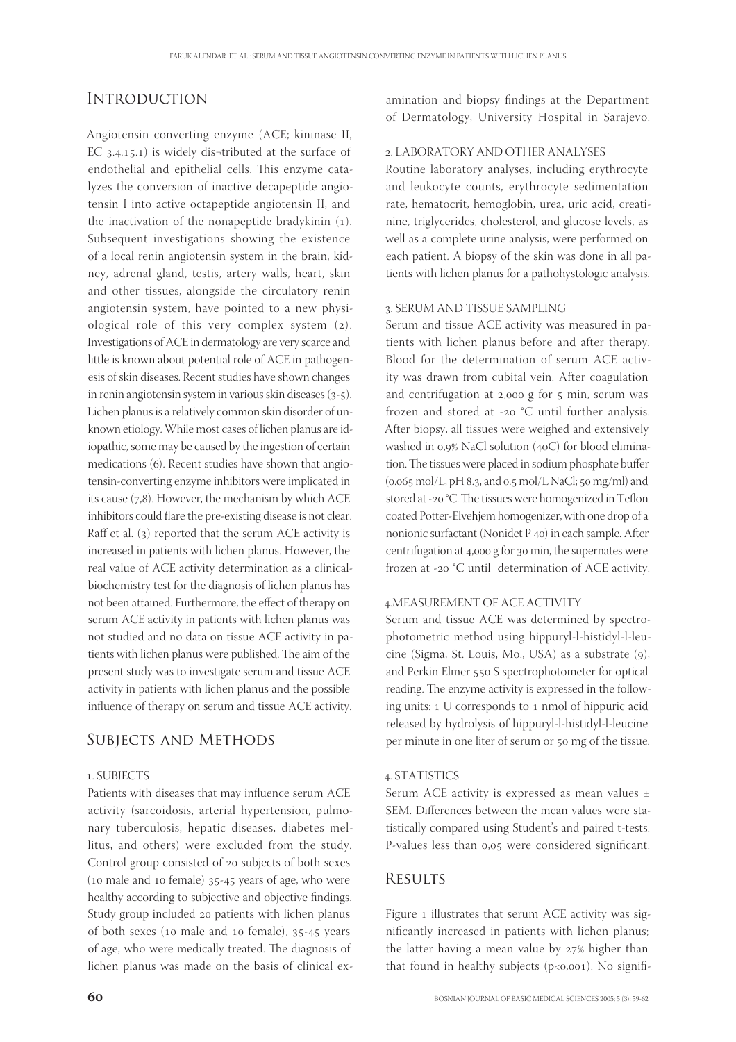## Introduction

Angiotensin converting enzyme (ACE; kininase II, EC 3.4.15.1) is widely dis¬tributed at the surface of endothelial and epithelial cells. This enzyme catalyzes the conversion of inactive decapeptide angiotensin I into active octapeptide angiotensin II, and the inactivation of the nonapeptide bradykinin (1). Subsequent investigations showing the existence of a local renin angiotensin system in the brain, kidney, adrenal gland, testis, artery walls, heart, skin and other tissues, alongside the circulatory renin angiotensin system, have pointed to a new physiological role of this very complex system (2). Investigations of ACE in dermatology are very scarce and little is known about potential role of ACE in pathogenesis of skin diseases. Recent studies have shown changes in renin angiotensin system in various skin diseases (3-5). Lichen planus is a relatively common skin disorder of unknown etiology. While most cases of lichen planus are idiopathic, some may be caused by the ingestion of certain medications (6). Recent studies have shown that angiotensin-converting enzyme inhibitors were implicated in its cause (7,8). However, the mechanism by which ACE inhibitors could flare the pre-existing disease is not clear. Raff et al. (3) reported that the serum ACE activity is increased in patients with lichen planus. However, the real value of ACE activity determination as a clinical-biochemistry test for the diagnosis of lichen planus has not been attained. Furthermore, the effect of therapy on serum ACE activity in patients with lichen planus was not studied and no data on tissue ACE activity in patients with lichen planus were published. The aim of the present study was to investigate serum and tissue ACE activity in patients with lichen planus and the possible influence of therapy on serum and tissue ACE activity.

## Subjects and Methods

### 1. SUBJECTS

Patients with diseases that may influence serum ACE activity (sarcoidosis, arterial hypertension, pulmonary tuberculosis, hepatic diseases, diabetes mellitus, and others) were excluded from the study. Control group consisted of 20 subjects of both sexes (10 male and 10 female) 35-45 years of age, who were healthy according to subjective and objective findings. Study group included 20 patients with lichen planus of both sexes (10 male and 10 female), 35-45 years of age, who were medically treated. The diagnosis of lichen planus was made on the basis of clinical examination and biopsy findings at the Department of Dermatology, University Hospital in Sarajevo.

### 2. LABORATORY AND OTHER ANALYSES

Routine laboratory analyses, including erythrocyte and leukocyte counts, erythrocyte sedimentation rate, hematocrit, hemoglobin, urea, uric acid, creatinine, triglycerides, cholesterol, and glucose levels, as well as a complete urine analysis, were performed on each patient. A biopsy of the skin was done in all patients with lichen planus for a pathohystologic analysis.

### 3. SERUM AND TISSUE SAMPLING

Serum and tissue ACE activity was measured in patients with lichen planus before and after therapy. Blood for the determination of serum ACE activity was drawn from cubital vein. After coagulation and centrifugation at 2,000 g for 5 min, serum was frozen and stored at -20 °C until further analysis. After biopsy, all tissues were weighed and extensively washed in 0,9% NaCl solution (40C) for blood elimination. The tissues were placed in sodium phosphate buffer (0.065 mol/L, pH 8.3, and 0.5 mol/L NaCl; 50 mg/ml) and stored at -20 °C. The tissues were homogenized in Teflon coated Potter-Elvehjem homogenizer, with one drop of a nonionic surfactant (Nonidet P 40) in each sample. After centrifugation at 4,000 g for 30 min, the supernates were frozen at -20 °C until determination of ACE activity.

### 4.MEASUREMENT OF ACE ACTIVITY

Serum and tissue ACE was determined by spectrophotometric method using hippuryl-l-histidyl-l-leucine (Sigma, St. Louis, Mo., USA) as a substrate (9), and Perkin Elmer 550 S spectrophotometer for optical reading. The enzyme activity is expressed in the following units: 1 U corresponds to 1 nmol of hippuric acid released by hydrolysis of hippuryl-l-histidyl-l-leucine per minute in one liter of serum or 50 mg of the tissue.

### 4. STATISTICS

Serum ACE activity is expressed as mean values ± SEM. Differences between the mean values were statistically compared using Student's and paired t-tests. P-values less than 0,05 were considered significant.

## Results

Figure 1 illustrates that serum ACE activity was significantly increased in patients with lichen planus; the latter having a mean value by 27% higher than that found in healthy subjects ($p<0,001$). No signifi-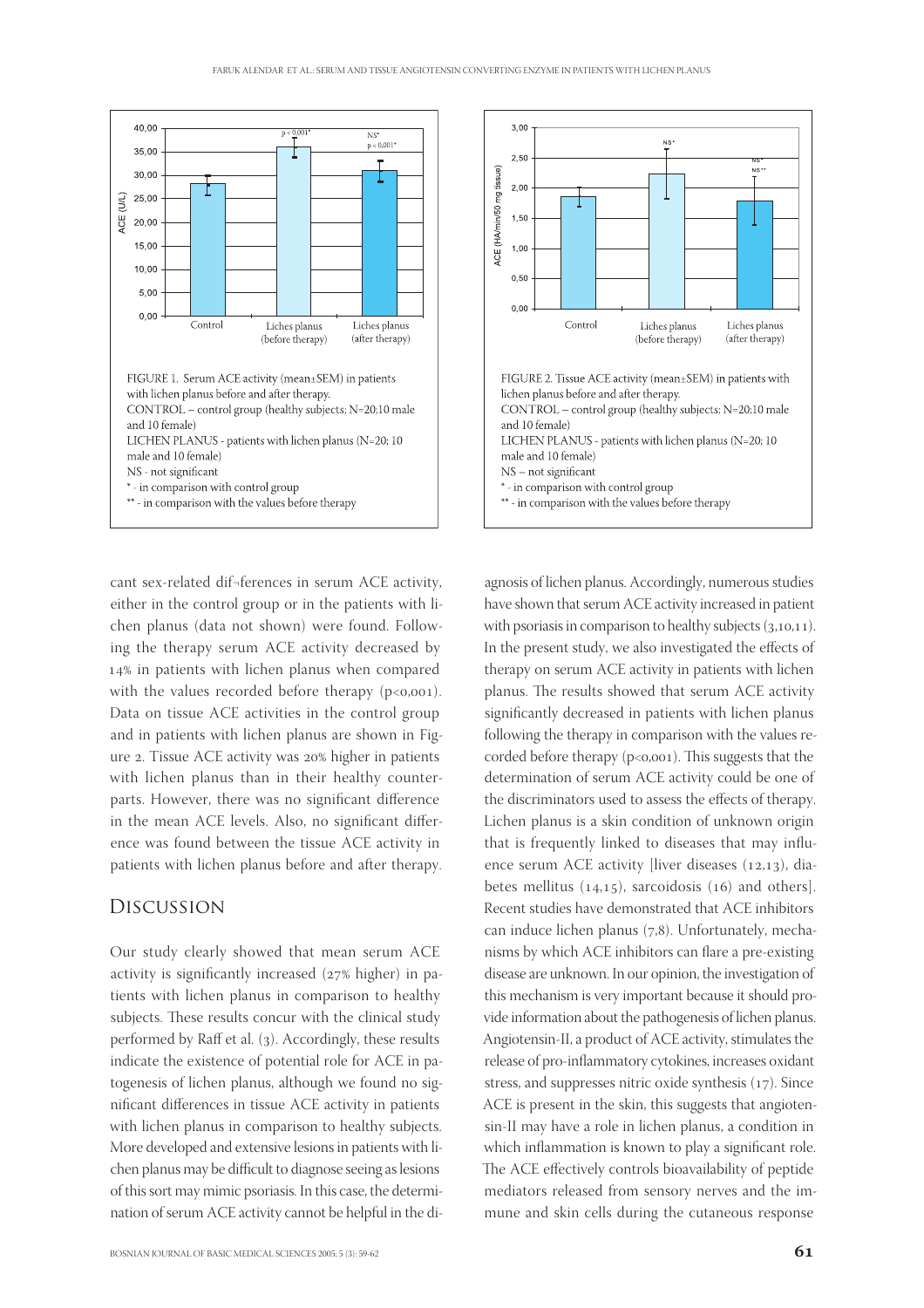FIGURE 1. Serum ACE activity (mean±SEM) in patients with lichen planus before and after therapy.
CONTROL – control group (healthy subjects; N=20;10 male and 10 female)
LICHEN PLANUS - patients with lichen planus (N=20; 10 male and 10 female)
NS – not significant
* - in comparison with control group
** - in comparison with the values before therapy

FIGURE 2. Tissue ACE activity (mean±SEM) in patients with lichen planus before and after therapy.
CONTROL – control group (healthy subjects; N=20;10 male and 10 female)
LICHEN PLANUS - patients with lichen planus (N=20; 10 male and 10 female)
NS – not significant
* - in comparison with control group
** - in comparison with the values before therapy

cant sex-related dif¬ferences in serum ACE activity, either in the control group or in the patients with lichen planus (data not shown) were found. Following the therapy serum ACE activity decreased by 14% in patients with lichen planus when compared with the values recorded before therapy (p<0,001). Data on tissue ACE activities in the control group and in patients with lichen planus are shown in Figure 2. Tissue ACE activity was 20% higher in patients with lichen planus than in their healthy counterparts. However, there was no significant difference in the mean ACE levels. Also, no significant difference was found between the tissue ACE activity in patients with lichen planus before and after therapy.

## Discussion

Our study clearly showed that mean serum ACE activity is significantly increased (27% higher) in patients with lichen planus in comparison to healthy subjects. These results concur with the clinical study performed by Raff et al. (3). Accordingly, these results indicate the existence of potential role for ACE in patogenesis of lichen planus, although we found no significant differences in tissue ACE activity in patients with lichen planus in comparison to healthy subjects. More developed and extensive lesions in patients with lichen planus may be difficult to diagnose seeing as lesions of this sort may mimic psoriasis. In this case, the determination of serum ACE activity cannot be helpful in the diagnosis of lichen planus. Accordingly, numerous studies have shown that serum ACE activity increased in patient with psoriasis in comparison to healthy subjects (3,10,11). In the present study, we also investigated the effects of therapy on serum ACE activity in patients with lichen planus. The results showed that serum ACE activity significantly decreased in patients with lichen planus following the therapy in comparison with the values recorded before therapy (p<0,001). This suggests that the determination of serum ACE activity could be one of the discriminators used to assess the effects of therapy. Lichen planus is a skin condition of unknown origin that is frequently linked to diseases that may influence serum ACE activity [liver diseases (12,13), diabetes mellitus (14,15), sarcoidosis (16) and others]. Recent studies have demonstrated that ACE inhibitors can induce lichen planus (7,8). Unfortunately, mechanisms by which ACE inhibitors can flare a pre-existing disease are unknown. In our opinion, the investigation of this mechanism is very important because it should provide information about the pathogenesis of lichen planus. Angiotensin-II, a product of ACE activity, stimulates the release of pro-inflammatory cytokines, increases oxidant stress, and suppresses nitric oxide synthesis (17). Since ACE is present in the skin, this suggests that angiotensin-II may have a role in lichen planus, a condition in which inflammation is known to play a significant role. The ACE effectively controls bioavailability of peptide mediators released from sensory nerves and the immune and skin cells during the cutaneous response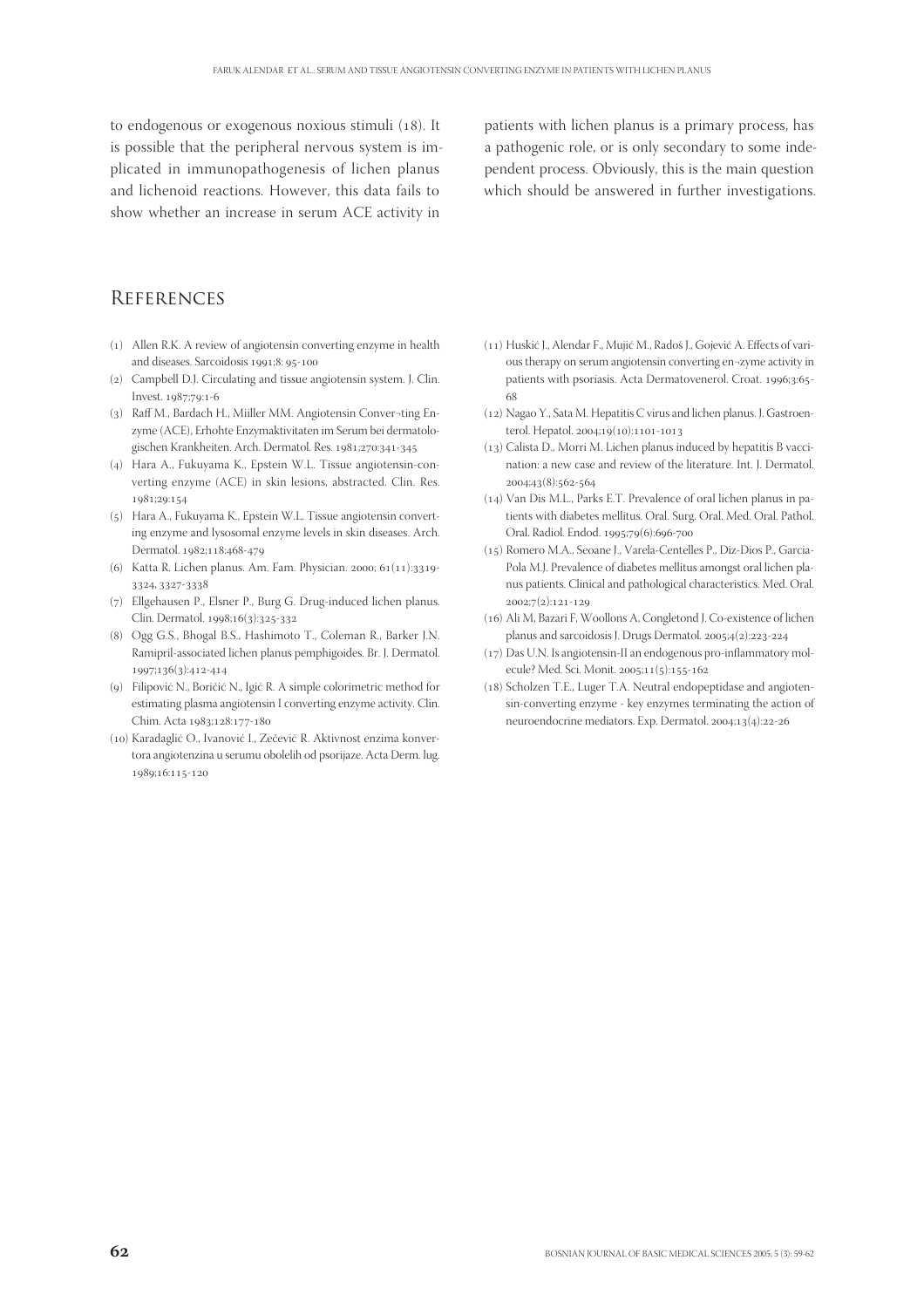to endogenous or exogenous noxious stimuli (18). It is possible that the peripheral nervous system is implicated in immunopathogenesis of lichen planus and lichenoid reactions. However, this data fails to show whether an increase in serum ACE activity in patients with lichen planus is a primary process, has a pathogenic role, or is only secondary to some independent process. Obviously, this is the main question which should be answered in further investigations.

## References

(1) Allen R.K. A review of angiotensin converting enzyme in health and diseases. Sarcoidosis 1991;8: 95-100

(2) Campbell D.J. Circulating and tissue angiotensin system. J. Clin. Invest. 1987;79:1-6

(3) Raff M., Bardach H., Miiller MM. Angiotensin Conver-ting Enzyme (ACE), Erhohte Enzymaktivitaten im Serum bei dermatologischen Krankheiten. Arch. Dermatol. Res. 1981;270:341-345

(4) Hara A., Fukuyama K., Epstein W.L. Tissue angiotensin-converting enzyme (ACE) in skin lesions, abstracted. Clin. Res. 1981;29:154

(5) Hara A., Fukuyama K., Epstein W.L. Tissue angiotensin converting enzyme and lysosomal enzyme levels in skin diseases. Arch. Dermatol. 1982;118:468-479

(6) Katta R. Lichen planus. Am. Fam. Physician. 2000; 61(11):3319-3324, 3327-3338

(7) Ellgehausen P., Elsner P., Burg G. Drug-induced lichen planus. Clin. Dermatol. 1998;16(3):325-332

(8) Ogg G.S., Bhogal B.S., Hashimoto T., Coleman R., Barker J.N. Ramipril-associated lichen planus pemphigoides. Br. J. Dermatol. 1997;136(3):412-414

(9) Filipović N., Boričić N., Igić R. A simple colorimetric method for estimating plasma angiotensin I converting enzyme activity. Clin. Chim. Acta 1983;128:177-180

(10) Karadaglić O., Ivanović I., Zečević R. Aktivnost enzima konvertora angiotenzina u serumu obolelih od psorijaze. Acta Derm. Iug. 1989;16:115-120

(11) Huskić J., Alendar F., Mujić M., Radoš J., Gojević A. Effects of various therapy on serum angiotensin converting en-zyme activity in patients with psoriasis. Acta Dermatovenerol. Croat. 1996;3:65-68

(12) Nagao Y., Sata M. Hepatitis C virus and lichen planus. J. Gastroenterol. Hepatol. 2004;19(10):1101-1013

(13) Calista D., Morri M. Lichen planus induced by hepatitis B vaccination: a new case and review of the literature. Int. J. Dermatol. 2004;43(8):562-564

(14) Van Dis M.L., Parks E.T. Prevalence of oral lichen planus in patients with diabetes mellitus. Oral. Surg. Oral. Med. Oral. Pathol. Oral. Radiol. Endod. 1995;79(6):696-700

(15) Romero M.A., Seoane J., Varela-Centelles P., Diz-Dios P., Garcia-Pola M.J. Prevalence of diabetes mellitus amongst oral lichen planus patients. Clinical and pathological characteristics. Med. Oral. 2002;7(2):121-129

(16) Ali M, Bazari F, Woollons A, Congletond J. Co-existence of lichen planus and sarcoidosis J. Drugs Dermatol. 2005;4(2):223-224

(17) Das U.N. Is angiotensin-II an endogenous pro-inflammatory molecule? Med. Sci. Monit. 2005;11(5):155-162

(18) Scholzen T.E., Luger T.A. Neutral endopeptidase and angiotensin-converting enzyme - key enzymes terminating the action of neuroendocrine mediators. Exp. Dermatol. 2004;13(4):22-26